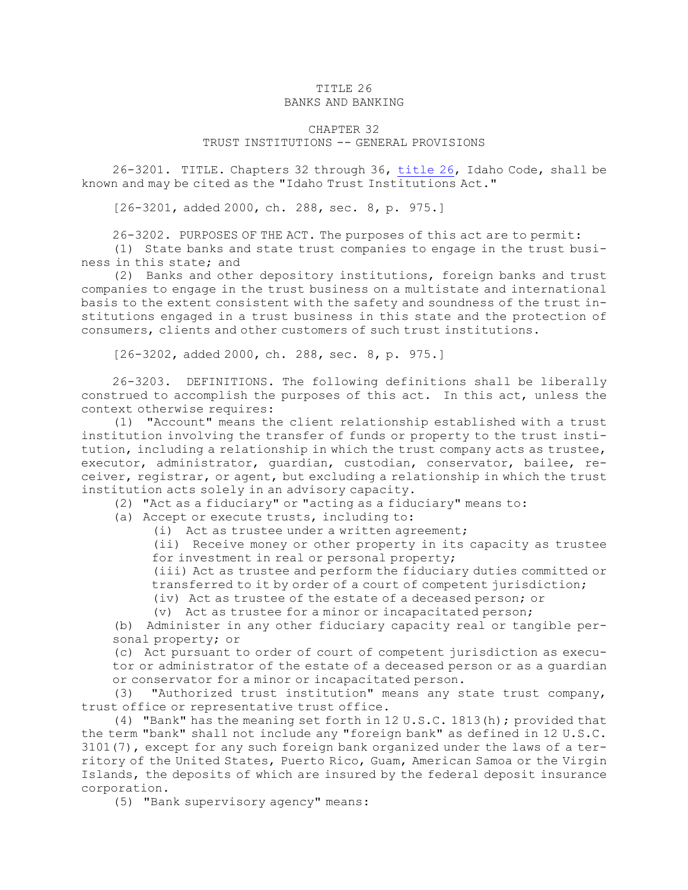# TITLE 26
# BANKS AND BANKING

## CHAPTER 32
## TRUST INSTITUTIONS -- GENERAL PROVISIONS

26-3201. TITLE. Chapters 32 through 36, title 26, Idaho Code, shall be known and may be cited as the "Idaho Trust Institutions Act."

[26-3201, added 2000, ch. 288, sec. 8, p. 975.]

26-3202. PURPOSES OF THE ACT. The purposes of this act are to permit:

(1) State banks and state trust companies to engage in the trust business in this state; and

(2) Banks and other depository institutions, foreign banks and trust companies to engage in the trust business on a multistate and international basis to the extent consistent with the safety and soundness of the trust institutions engaged in a trust business in this state and the protection of consumers, clients and other customers of such trust institutions.

[26-3202, added 2000, ch. 288, sec. 8, p. 975.]

26-3203. DEFINITIONS. The following definitions shall be liberally construed to accomplish the purposes of this act. In this act, unless the context otherwise requires:

(1) "Account" means the client relationship established with a trust institution involving the transfer of funds or property to the trust institution, including a relationship in which the trust company acts as trustee, executor, administrator, guardian, custodian, conservator, bailee, receiver, registrar, or agent, but excluding a relationship in which the trust institution acts solely in an advisory capacity.

(2) "Act as a fiduciary" or "acting as a fiduciary" means to:

(a) Accept or execute trusts, including to:

(i) Act as trustee under a written agreement;

(ii) Receive money or other property in its capacity as trustee for investment in real or personal property;

(iii) Act as trustee and perform the fiduciary duties committed or transferred to it by order of a court of competent jurisdiction;

(iv) Act as trustee of the estate of a deceased person; or

(v) Act as trustee for a minor or incapacitated person;

(b) Administer in any other fiduciary capacity real or tangible personal property; or

(c) Act pursuant to order of court of competent jurisdiction as executor or administrator of the estate of a deceased person or as a guardian or conservator for a minor or incapacitated person.

(3) "Authorized trust institution" means any state trust company, trust office or representative trust office.

(4) "Bank" has the meaning set forth in 12 U.S.C. 1813(h); provided that the term "bank" shall not include any "foreign bank" as defined in 12 U.S.C. 3101(7), except for any such foreign bank organized under the laws of a territory of the United States, Puerto Rico, Guam, American Samoa or the Virgin Islands, the deposits of which are insured by the federal deposit insurance corporation.

(5) "Bank supervisory agency" means: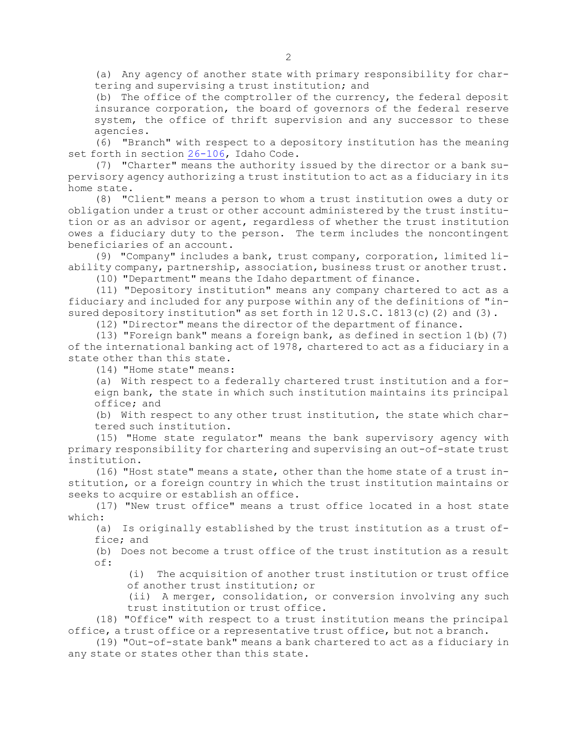(a) Any agency of another state with primary responsibility for chartering and supervising a trust institution; and

(b) The office of the comptroller of the currency, the federal deposit insurance corporation, the board of governors of the federal reserve system, the office of thrift supervision and any successor to these agencies.

(6) "Branch" with respect to a depository institution has the meaning set forth in section 26-106, Idaho Code.

(7) "Charter" means the authority issued by the director or a bank supervisory agency authorizing a trust institution to act as a fiduciary in its home state.

(8) "Client" means a person to whom a trust institution owes a duty or obligation under a trust or other account administered by the trust institution or as an advisor or agent, regardless of whether the trust institution owes a fiduciary duty to the person. The term includes the noncontingent beneficiaries of an account.

(9) "Company" includes a bank, trust company, corporation, limited liability company, partnership, association, business trust or another trust.

(10) "Department" means the Idaho department of finance.

(11) "Depository institution" means any company chartered to act as a fiduciary and included for any purpose within any of the definitions of "insured depository institution" as set forth in 12 U.S.C. 1813(c)(2) and (3).

(12) "Director" means the director of the department of finance.

(13) "Foreign bank" means a foreign bank, as defined in section 1(b)(7) of the international banking act of 1978, chartered to act as a fiduciary in a state other than this state.

(14) "Home state" means:

(a) With respect to a federally chartered trust institution and a foreign bank, the state in which such institution maintains its principal office; and

(b) With respect to any other trust institution, the state which chartered such institution.

(15) "Home state regulator" means the bank supervisory agency with primary responsibility for chartering and supervising an out-of-state trust institution.

(16) "Host state" means a state, other than the home state of a trust institution, or a foreign country in which the trust institution maintains or seeks to acquire or establish an office.

(17) "New trust office" means a trust office located in a host state which:

(a) Is originally established by the trust institution as a trust office; and

(b) Does not become a trust office of the trust institution as a result of:

(i) The acquisition of another trust institution or trust office of another trust institution; or

(ii) A merger, consolidation, or conversion involving any such trust institution or trust office.

(18) "Office" with respect to a trust institution means the principal office, a trust office or a representative trust office, but not a branch.

(19) "Out-of-state bank" means a bank chartered to act as a fiduciary in any state or states other than this state.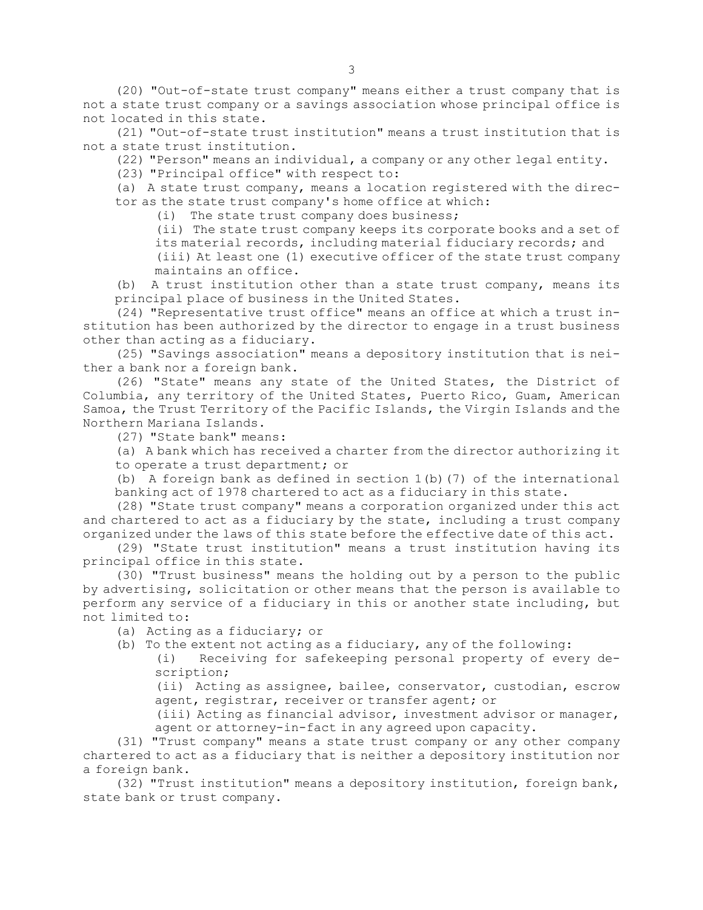(20) "Out-of-state trust company" means either a trust company that is not a state trust company or a savings association whose principal office is not located in this state.

(21) "Out-of-state trust institution" means a trust institution that is not a state trust institution.

(22) "Person" means an individual, a company or any other legal entity.

(23) "Principal office" with respect to:

(a) A state trust company, means a location registered with the director as the state trust company's home office at which:

(i) The state trust company does business;

(ii) The state trust company keeps its corporate books and a set of its material records, including material fiduciary records; and

(iii) At least one (1) executive officer of the state trust company maintains an office.

(b) A trust institution other than a state trust company, means its principal place of business in the United States.

(24) "Representative trust office" means an office at which a trust institution has been authorized by the director to engage in a trust business other than acting as a fiduciary.

(25) "Savings association" means a depository institution that is neither a bank nor a foreign bank.

(26) "State" means any state of the United States, the District of Columbia, any territory of the United States, Puerto Rico, Guam, American Samoa, the Trust Territory of the Pacific Islands, the Virgin Islands and the Northern Mariana Islands.

(27) "State bank" means:

(a) A bank which has received a charter from the director authorizing it to operate a trust department; or

(b) A foreign bank as defined in section 1(b)(7) of the international banking act of 1978 chartered to act as a fiduciary in this state.

(28) "State trust company" means a corporation organized under this act and chartered to act as a fiduciary by the state, including a trust company organized under the laws of this state before the effective date of this act.

(29) "State trust institution" means a trust institution having its principal office in this state.

(30) "Trust business" means the holding out by a person to the public by advertising, solicitation or other means that the person is available to perform any service of a fiduciary in this or another state including, but not limited to:

(a) Acting as a fiduciary; or

(b) To the extent not acting as a fiduciary, any of the following:

(i) Receiving for safekeeping personal property of every description;

(ii) Acting as assignee, bailee, conservator, custodian, escrow agent, registrar, receiver or transfer agent; or

(iii) Acting as financial advisor, investment advisor or manager, agent or attorney-in-fact in any agreed upon capacity.

(31) "Trust company" means a state trust company or any other company chartered to act as a fiduciary that is neither a depository institution nor a foreign bank.

(32) "Trust institution" means a depository institution, foreign bank, state bank or trust company.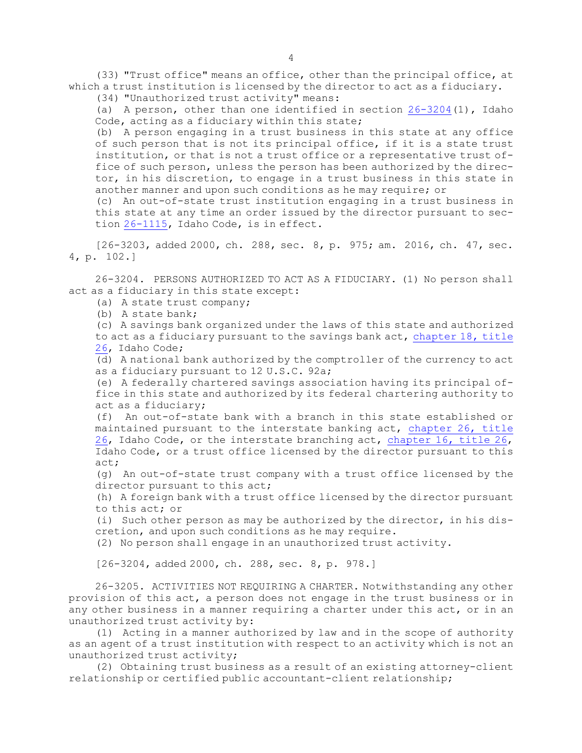(33) "Trust office" means an office, other than the principal office, at which a trust institution is licensed by the director to act as a fiduciary.

(34) "Unauthorized trust activity" means:

(a) A person, other than one identified in section 26-3204(1), Idaho Code, acting as a fiduciary within this state;

(b) A person engaging in a trust business in this state at any office of such person that is not its principal office, if it is a state trust institution, or that is not a trust office or a representative trust office of such person, unless the person has been authorized by the director, in his discretion, to engage in a trust business in this state in another manner and upon such conditions as he may require; or

(c) An out-of-state trust institution engaging in a trust business in this state at any time an order issued by the director pursuant to section 26-1115, Idaho Code, is in effect.

[26-3203, added 2000, ch. 288, sec. 8, p. 975; am. 2016, ch. 47, sec. 4, p. 102.]

26-3204. PERSONS AUTHORIZED TO ACT AS A FIDUCIARY. (1) No person shall act as a fiduciary in this state except:

(a) A state trust company;

(b) A state bank;

(c) A savings bank organized under the laws of this state and authorized to act as a fiduciary pursuant to the savings bank act, chapter 18, title 26, Idaho Code;

(d) A national bank authorized by the comptroller of the currency to act as a fiduciary pursuant to 12 U.S.C. 92a;

(e) A federally chartered savings association having its principal office in this state and authorized by its federal chartering authority to act as a fiduciary;

(f) An out-of-state bank with a branch in this state established or maintained pursuant to the interstate banking act, chapter 26, title 26, Idaho Code, or the interstate branching act, chapter 16, title 26, Idaho Code, or a trust office licensed by the director pursuant to this act;

(g) An out-of-state trust company with a trust office licensed by the director pursuant to this act;

(h) A foreign bank with a trust office licensed by the director pursuant to this act; or

(i) Such other person as may be authorized by the director, in his discretion, and upon such conditions as he may require.

(2) No person shall engage in an unauthorized trust activity.

[26-3204, added 2000, ch. 288, sec. 8, p. 978.]

26-3205. ACTIVITIES NOT REQUIRING A CHARTER. Notwithstanding any other provision of this act, a person does not engage in the trust business or in any other business in a manner requiring a charter under this act, or in an unauthorized trust activity by:

(1) Acting in a manner authorized by law and in the scope of authority as an agent of a trust institution with respect to an activity which is not an unauthorized trust activity;

(2) Obtaining trust business as a result of an existing attorney-client relationship or certified public accountant-client relationship;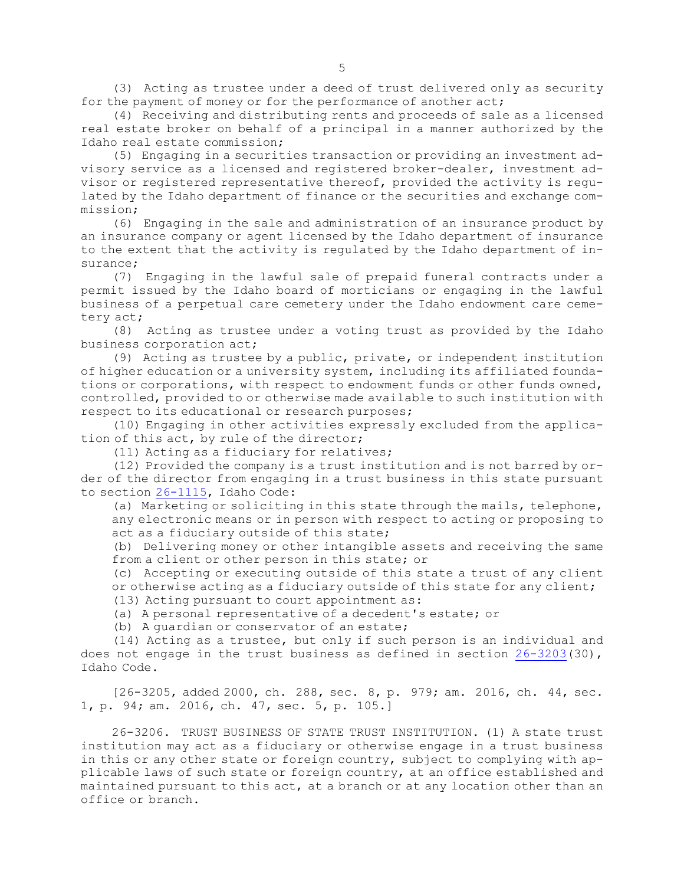(3) Acting as trustee under a deed of trust delivered only as security for the payment of money or for the performance of another act;

(4) Receiving and distributing rents and proceeds of sale as a licensed real estate broker on behalf of a principal in a manner authorized by the Idaho real estate commission;

(5) Engaging in a securities transaction or providing an investment advisory service as a licensed and registered broker-dealer, investment advisor or registered representative thereof, provided the activity is regulated by the Idaho department of finance or the securities and exchange commission;

(6) Engaging in the sale and administration of an insurance product by an insurance company or agent licensed by the Idaho department of insurance to the extent that the activity is regulated by the Idaho department of insurance;

(7) Engaging in the lawful sale of prepaid funeral contracts under a permit issued by the Idaho board of morticians or engaging in the lawful business of a perpetual care cemetery under the Idaho endowment care cemetery act;

(8) Acting as trustee under a voting trust as provided by the Idaho business corporation act;

(9) Acting as trustee by a public, private, or independent institution of higher education or a university system, including its affiliated foundations or corporations, with respect to endowment funds or other funds owned, controlled, provided to or otherwise made available to such institution with respect to its educational or research purposes;

(10) Engaging in other activities expressly excluded from the application of this act, by rule of the director;

(11) Acting as a fiduciary for relatives;

(12) Provided the company is a trust institution and is not barred by order of the director from engaging in a trust business in this state pursuant to section 26-1115, Idaho Code:

(a) Marketing or soliciting in this state through the mails, telephone, any electronic means or in person with respect to acting or proposing to act as a fiduciary outside of this state;

(b) Delivering money or other intangible assets and receiving the same from a client or other person in this state; or

(c) Accepting or executing outside of this state a trust of any client or otherwise acting as a fiduciary outside of this state for any client;

(13) Acting pursuant to court appointment as:

(a) A personal representative of a decedent's estate; or

(b) A guardian or conservator of an estate;

(14) Acting as a trustee, but only if such person is an individual and does not engage in the trust business as defined in section 26-3203(30), Idaho Code.

[26-3205, added 2000, ch. 288, sec. 8, p. 979; am. 2016, ch. 44, sec. 1, p. 94; am. 2016, ch. 47, sec. 5, p. 105.]

26-3206. TRUST BUSINESS OF STATE TRUST INSTITUTION. (1) A state trust institution may act as a fiduciary or otherwise engage in a trust business in this or any other state or foreign country, subject to complying with applicable laws of such state or foreign country, at an office established and maintained pursuant to this act, at a branch or at any location other than an office or branch.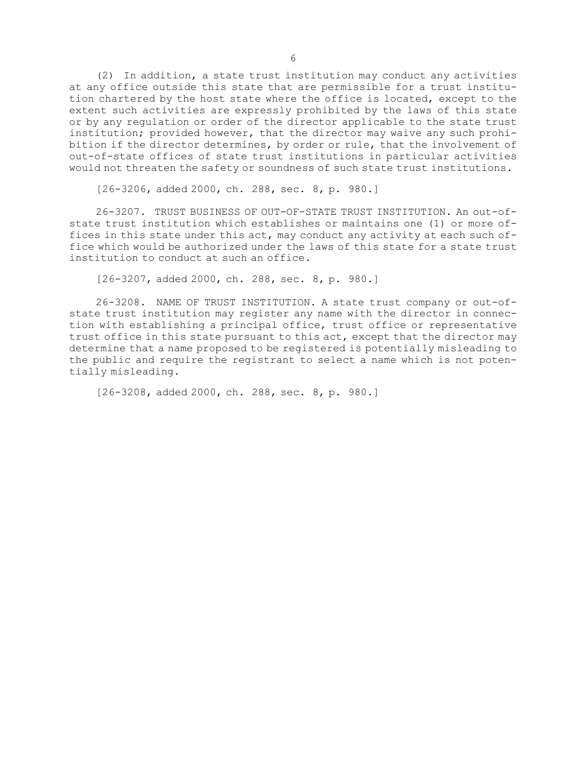(2) In addition, a state trust institution may conduct any activities at any office outside this state that are permissible for a trust institution chartered by the host state where the office is located, except to the extent such activities are expressly prohibited by the laws of this state or by any regulation or order of the director applicable to the state trust institution; provided however, that the director may waive any such prohibition if the director determines, by order or rule, that the involvement of out-of-state offices of state trust institutions in particular activities would not threaten the safety or soundness of such state trust institutions.

[26-3206, added 2000, ch. 288, sec. 8, p. 980.]

26-3207. TRUST BUSINESS OF OUT-OF-STATE TRUST INSTITUTION. An out-of-state trust institution which establishes or maintains one (1) or more offices in this state under this act, may conduct any activity at each such office which would be authorized under the laws of this state for a state trust institution to conduct at such an office.

[26-3207, added 2000, ch. 288, sec. 8, p. 980.]

26-3208. NAME OF TRUST INSTITUTION. A state trust company or out-of-state trust institution may register any name with the director in connection with establishing a principal office, trust office or representative trust office in this state pursuant to this act, except that the director may determine that a name proposed to be registered is potentially misleading to the public and require the registrant to select a name which is not potentially misleading.

[26-3208, added 2000, ch. 288, sec. 8, p. 980.]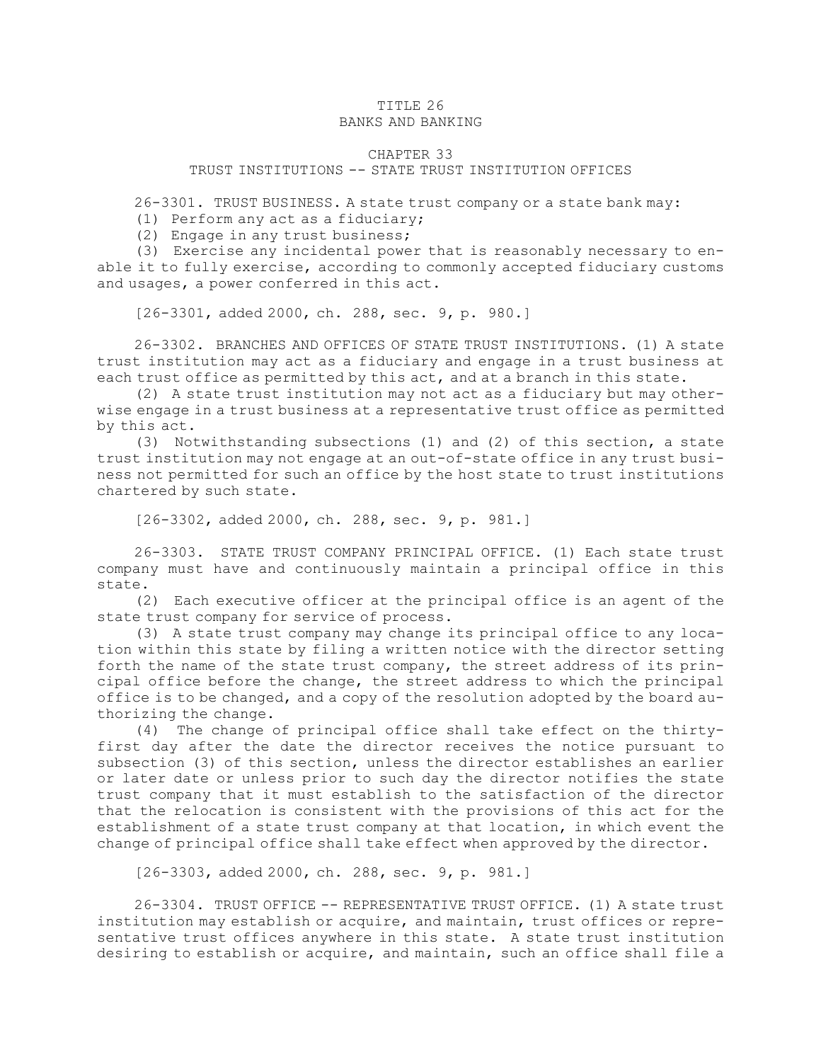# TITLE 26
# BANKS AND BANKING

## CHAPTER 33
## TRUST INSTITUTIONS -- STATE TRUST INSTITUTION OFFICES

26-3301. TRUST BUSINESS. A state trust company or a state bank may:

(1) Perform any act as a fiduciary;

(2) Engage in any trust business;

(3) Exercise any incidental power that is reasonably necessary to enable it to fully exercise, according to commonly accepted fiduciary customs and usages, a power conferred in this act.

[26-3301, added 2000, ch. 288, sec. 9, p. 980.]

26-3302. BRANCHES AND OFFICES OF STATE TRUST INSTITUTIONS. (1) A state trust institution may act as a fiduciary and engage in a trust business at each trust office as permitted by this act, and at a branch in this state.

(2) A state trust institution may not act as a fiduciary but may otherwise engage in a trust business at a representative trust office as permitted by this act.

(3) Notwithstanding subsections (1) and (2) of this section, a state trust institution may not engage at an out-of-state office in any trust business not permitted for such an office by the host state to trust institutions chartered by such state.

[26-3302, added 2000, ch. 288, sec. 9, p. 981.]

26-3303. STATE TRUST COMPANY PRINCIPAL OFFICE. (1) Each state trust company must have and continuously maintain a principal office in this state.

(2) Each executive officer at the principal office is an agent of the state trust company for service of process.

(3) A state trust company may change its principal office to any location within this state by filing a written notice with the director setting forth the name of the state trust company, the street address of its principal office before the change, the street address to which the principal office is to be changed, and a copy of the resolution adopted by the board authorizing the change.

(4) The change of principal office shall take effect on the thirty-first day after the date the director receives the notice pursuant to subsection (3) of this section, unless the director establishes an earlier or later date or unless prior to such day the director notifies the state trust company that it must establish to the satisfaction of the director that the relocation is consistent with the provisions of this act for the establishment of a state trust company at that location, in which event the change of principal office shall take effect when approved by the director.

[26-3303, added 2000, ch. 288, sec. 9, p. 981.]

26-3304. TRUST OFFICE -- REPRESENTATIVE TRUST OFFICE. (1) A state trust institution may establish or acquire, and maintain, trust offices or representative trust offices anywhere in this state. A state trust institution desiring to establish or acquire, and maintain, such an office shall file a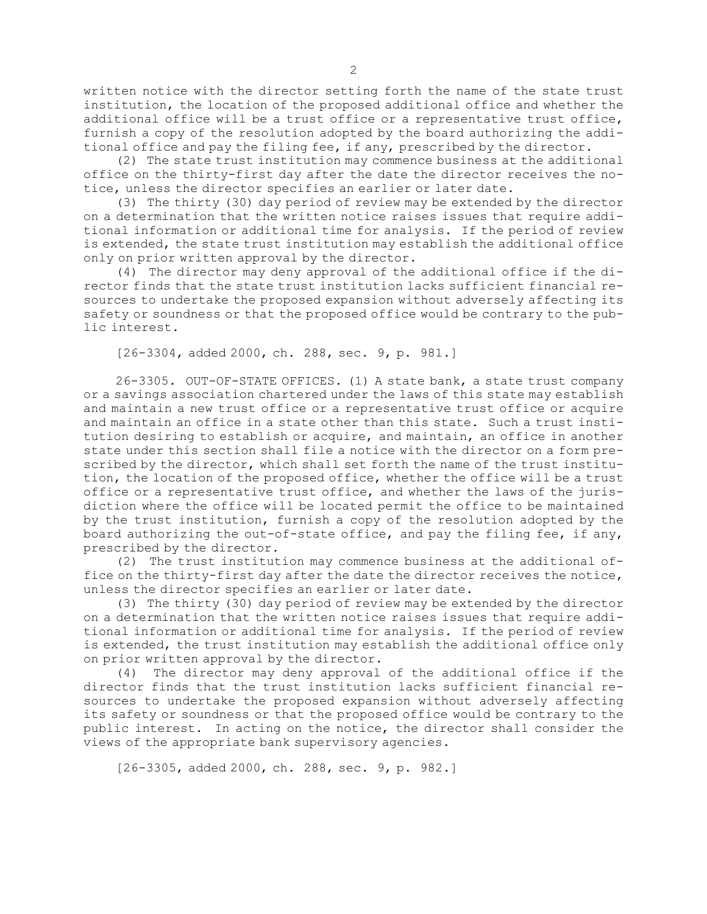written notice with the director setting forth the name of the state trust institution, the location of the proposed additional office and whether the additional office will be a trust office or a representative trust office, furnish a copy of the resolution adopted by the board authorizing the additional office and pay the filing fee, if any, prescribed by the director.

(2) The state trust institution may commence business at the additional office on the thirty-first day after the date the director receives the notice, unless the director specifies an earlier or later date.

(3) The thirty (30) day period of review may be extended by the director on a determination that the written notice raises issues that require additional information or additional time for analysis. If the period of review is extended, the state trust institution may establish the additional office only on prior written approval by the director.

(4) The director may deny approval of the additional office if the director finds that the state trust institution lacks sufficient financial resources to undertake the proposed expansion without adversely affecting its safety or soundness or that the proposed office would be contrary to the public interest.

[26-3304, added 2000, ch. 288, sec. 9, p. 981.]

26-3305. OUT-OF-STATE OFFICES. (1) A state bank, a state trust company or a savings association chartered under the laws of this state may establish and maintain a new trust office or a representative trust office or acquire and maintain an office in a state other than this state. Such a trust institution desiring to establish or acquire, and maintain, an office in another state under this section shall file a notice with the director on a form prescribed by the director, which shall set forth the name of the trust institution, the location of the proposed office, whether the office will be a trust office or a representative trust office, and whether the laws of the jurisdiction where the office will be located permit the office to be maintained by the trust institution, furnish a copy of the resolution adopted by the board authorizing the out-of-state office, and pay the filing fee, if any, prescribed by the director.

(2) The trust institution may commence business at the additional office on the thirty-first day after the date the director receives the notice, unless the director specifies an earlier or later date.

(3) The thirty (30) day period of review may be extended by the director on a determination that the written notice raises issues that require additional information or additional time for analysis. If the period of review is extended, the trust institution may establish the additional office only on prior written approval by the director.

(4) The director may deny approval of the additional office if the director finds that the trust institution lacks sufficient financial resources to undertake the proposed expansion without adversely affecting its safety or soundness or that the proposed office would be contrary to the public interest. In acting on the notice, the director shall consider the views of the appropriate bank supervisory agencies.

[26-3305, added 2000, ch. 288, sec. 9, p. 982.]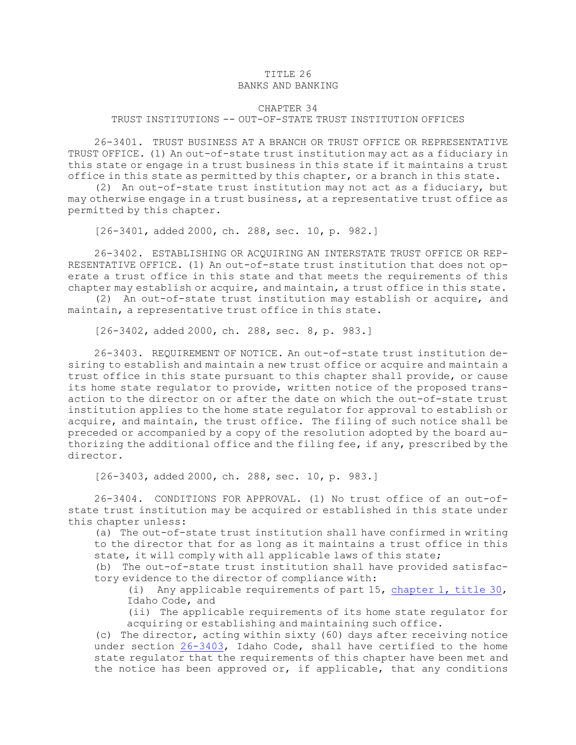# TITLE 26
# BANKS AND BANKING

## CHAPTER 34
## TRUST INSTITUTIONS -- OUT-OF-STATE TRUST INSTITUTION OFFICES

26-3401. TRUST BUSINESS AT A BRANCH OR TRUST OFFICE OR REPRESENTATIVE TRUST OFFICE. (1) An out-of-state trust institution may act as a fiduciary in this state or engage in a trust business in this state if it maintains a trust office in this state as permitted by this chapter, or a branch in this state.

(2) An out-of-state trust institution may not act as a fiduciary, but may otherwise engage in a trust business, at a representative trust office as permitted by this chapter.

[26-3401, added 2000, ch. 288, sec. 10, p. 982.]

26-3402. ESTABLISHING OR ACQUIRING AN INTERSTATE TRUST OFFICE OR REPRESENTATIVE OFFICE. (1) An out-of-state trust institution that does not operate a trust office in this state and that meets the requirements of this chapter may establish or acquire, and maintain, a trust office in this state.

(2) An out-of-state trust institution may establish or acquire, and maintain, a representative trust office in this state.

[26-3402, added 2000, ch. 288, sec. 8, p. 983.]

26-3403. REQUIREMENT OF NOTICE. An out-of-state trust institution desiring to establish and maintain a new trust office or acquire and maintain a trust office in this state pursuant to this chapter shall provide, or cause its home state regulator to provide, written notice of the proposed transaction to the director on or after the date on which the out-of-state trust institution applies to the home state regulator for approval to establish or acquire, and maintain, the trust office. The filing of such notice shall be preceded or accompanied by a copy of the resolution adopted by the board authorizing the additional office and the filing fee, if any, prescribed by the director.

[26-3403, added 2000, ch. 288, sec. 10, p. 983.]

26-3404. CONDITIONS FOR APPROVAL. (1) No trust office of an out-of-state trust institution may be acquired or established in this state under this chapter unless:

(a) The out-of-state trust institution shall have confirmed in writing to the director that for as long as it maintains a trust office in this state, it will comply with all applicable laws of this state;

(b) The out-of-state trust institution shall have provided satisfactory evidence to the director of compliance with:

(i) Any applicable requirements of part 15, chapter 1, title 30, Idaho Code, and

(ii) The applicable requirements of its home state regulator for acquiring or establishing and maintaining such office.

(c) The director, acting within sixty (60) days after receiving notice under section 26-3403, Idaho Code, shall have certified to the home state regulator that the requirements of this chapter have been met and the notice has been approved or, if applicable, that any conditions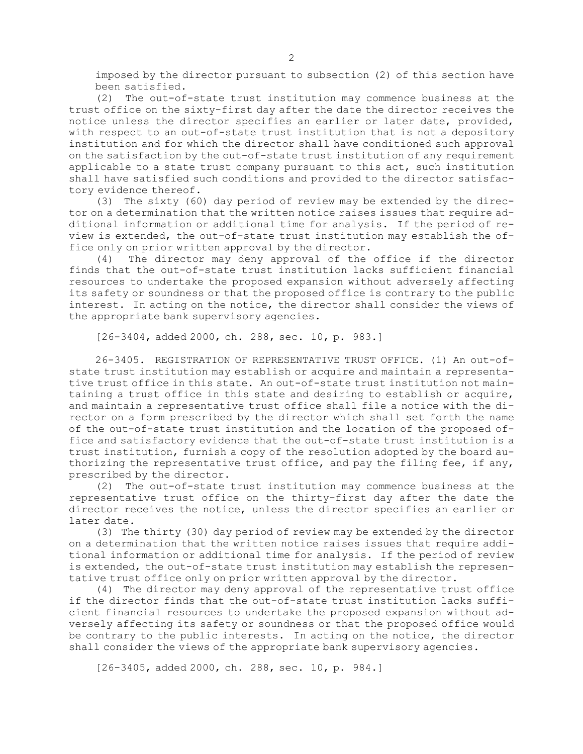imposed by the director pursuant to subsection (2) of this section have been satisfied.

(2) The out-of-state trust institution may commence business at the trust office on the sixty-first day after the date the director receives the notice unless the director specifies an earlier or later date, provided, with respect to an out-of-state trust institution that is not a depository institution and for which the director shall have conditioned such approval on the satisfaction by the out-of-state trust institution of any requirement applicable to a state trust company pursuant to this act, such institution shall have satisfied such conditions and provided to the director satisfactory evidence thereof.

(3) The sixty (60) day period of review may be extended by the director on a determination that the written notice raises issues that require additional information or additional time for analysis. If the period of review is extended, the out-of-state trust institution may establish the office only on prior written approval by the director.

(4) The director may deny approval of the office if the director finds that the out-of-state trust institution lacks sufficient financial resources to undertake the proposed expansion without adversely affecting its safety or soundness or that the proposed office is contrary to the public interest. In acting on the notice, the director shall consider the views of the appropriate bank supervisory agencies.

[26-3404, added 2000, ch. 288, sec. 10, p. 983.]

26-3405. REGISTRATION OF REPRESENTATIVE TRUST OFFICE. (1) An out-of-state trust institution may establish or acquire and maintain a representative trust office in this state. An out-of-state trust institution not maintaining a trust office in this state and desiring to establish or acquire, and maintain a representative trust office shall file a notice with the director on a form prescribed by the director which shall set forth the name of the out-of-state trust institution and the location of the proposed office and satisfactory evidence that the out-of-state trust institution is a trust institution, furnish a copy of the resolution adopted by the board authorizing the representative trust office, and pay the filing fee, if any, prescribed by the director.

(2) The out-of-state trust institution may commence business at the representative trust office on the thirty-first day after the date the director receives the notice, unless the director specifies an earlier or later date.

(3) The thirty (30) day period of review may be extended by the director on a determination that the written notice raises issues that require additional information or additional time for analysis. If the period of review is extended, the out-of-state trust institution may establish the representative trust office only on prior written approval by the director.

(4) The director may deny approval of the representative trust office if the director finds that the out-of-state trust institution lacks sufficient financial resources to undertake the proposed expansion without adversely affecting its safety or soundness or that the proposed office would be contrary to the public interests. In acting on the notice, the director shall consider the views of the appropriate bank supervisory agencies.

[26-3405, added 2000, ch. 288, sec. 10, p. 984.]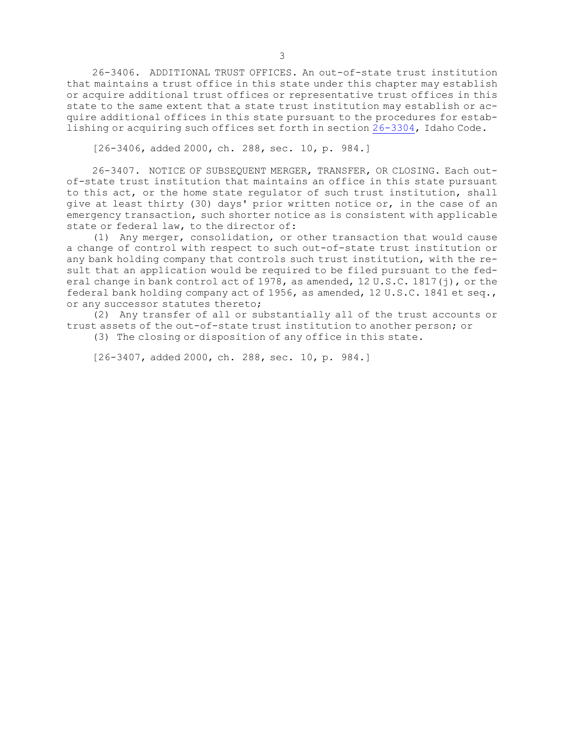26-3406. ADDITIONAL TRUST OFFICES. An out-of-state trust institution that maintains a trust office in this state under this chapter may establish or acquire additional trust offices or representative trust offices in this state to the same extent that a state trust institution may establish or acquire additional offices in this state pursuant to the procedures for establishing or acquiring such offices set forth in section 26-3304, Idaho Code.

[26-3406, added 2000, ch. 288, sec. 10, p. 984.]

26-3407. NOTICE OF SUBSEQUENT MERGER, TRANSFER, OR CLOSING. Each out-of-state trust institution that maintains an office in this state pursuant to this act, or the home state regulator of such trust institution, shall give at least thirty (30) days' prior written notice or, in the case of an emergency transaction, such shorter notice as is consistent with applicable state or federal law, to the director of:

(1) Any merger, consolidation, or other transaction that would cause a change of control with respect to such out-of-state trust institution or any bank holding company that controls such trust institution, with the result that an application would be required to be filed pursuant to the federal change in bank control act of 1978, as amended, 12 U.S.C. 1817(j), or the federal bank holding company act of 1956, as amended, 12 U.S.C. 1841 et seq., or any successor statutes thereto;

(2) Any transfer of all or substantially all of the trust accounts or trust assets of the out-of-state trust institution to another person; or

(3) The closing or disposition of any office in this state.

[26-3407, added 2000, ch. 288, sec. 10, p. 984.]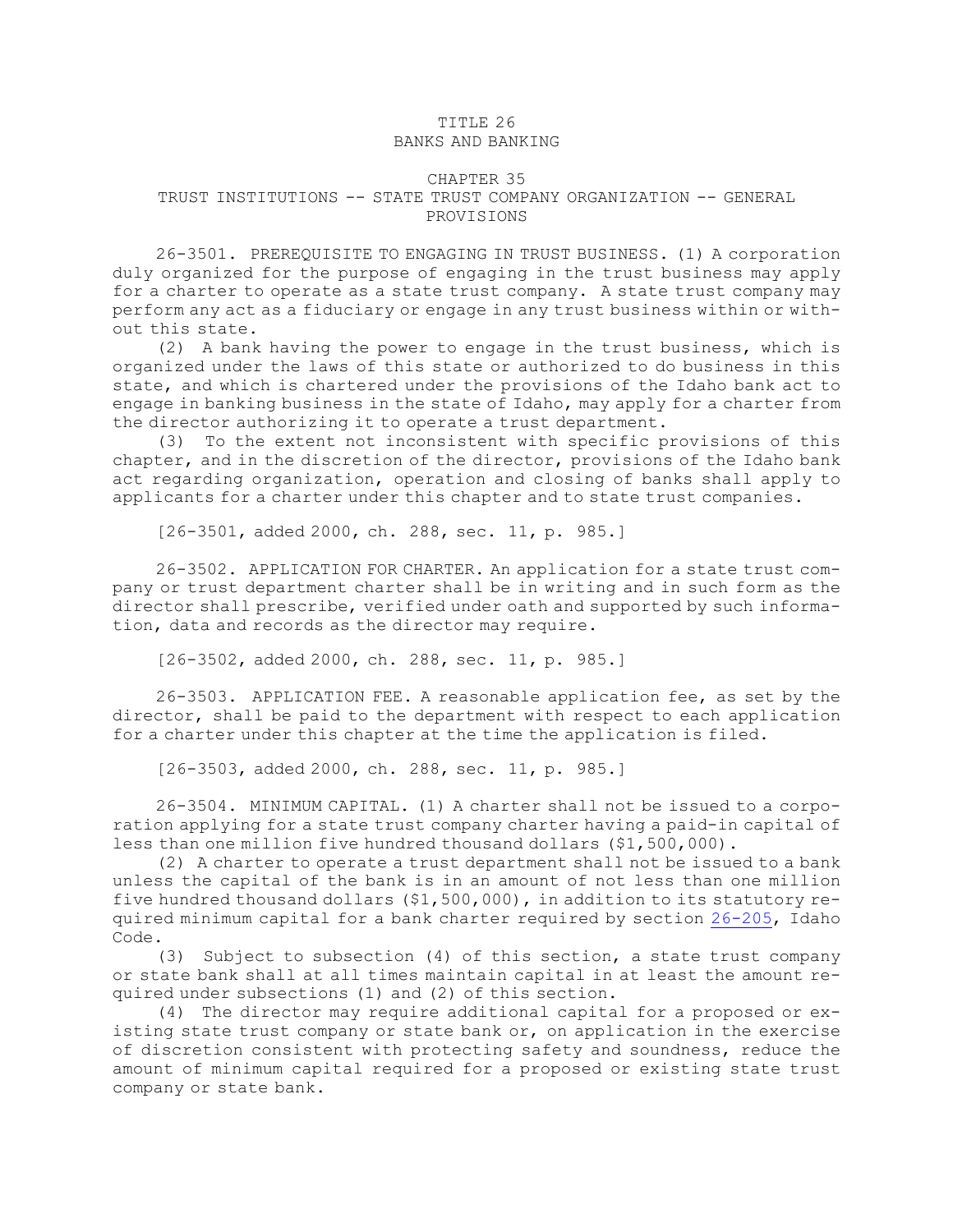# TITLE 26
# BANKS AND BANKING

## CHAPTER 35
## TRUST INSTITUTIONS -- STATE TRUST COMPANY ORGANIZATION -- GENERAL PROVISIONS

26-3501. PREREQUISITE TO ENGAGING IN TRUST BUSINESS. (1) A corporation duly organized for the purpose of engaging in the trust business may apply for a charter to operate as a state trust company. A state trust company may perform any act as a fiduciary or engage in any trust business within or without this state.

(2) A bank having the power to engage in the trust business, which is organized under the laws of this state or authorized to do business in this state, and which is chartered under the provisions of the Idaho bank act to engage in banking business in the state of Idaho, may apply for a charter from the director authorizing it to operate a trust department.

(3) To the extent not inconsistent with specific provisions of this chapter, and in the discretion of the director, provisions of the Idaho bank act regarding organization, operation and closing of banks shall apply to applicants for a charter under this chapter and to state trust companies.

[26-3501, added 2000, ch. 288, sec. 11, p. 985.]

26-3502. APPLICATION FOR CHARTER. An application for a state trust company or trust department charter shall be in writing and in such form as the director shall prescribe, verified under oath and supported by such information, data and records as the director may require.

[26-3502, added 2000, ch. 288, sec. 11, p. 985.]

26-3503. APPLICATION FEE. A reasonable application fee, as set by the director, shall be paid to the department with respect to each application for a charter under this chapter at the time the application is filed.

[26-3503, added 2000, ch. 288, sec. 11, p. 985.]

26-3504. MINIMUM CAPITAL. (1) A charter shall not be issued to a corporation applying for a state trust company charter having a paid-in capital of less than one million five hundred thousand dollars ($1,500,000).

(2) A charter to operate a trust department shall not be issued to a bank unless the capital of the bank is in an amount of not less than one million five hundred thousand dollars ($1,500,000), in addition to its statutory required minimum capital for a bank charter required by section 26-205, Idaho Code.

(3) Subject to subsection (4) of this section, a state trust company or state bank shall at all times maintain capital in at least the amount required under subsections (1) and (2) of this section.

(4) The director may require additional capital for a proposed or existing state trust company or state bank or, on application in the exercise of discretion consistent with protecting safety and soundness, reduce the amount of minimum capital required for a proposed or existing state trust company or state bank.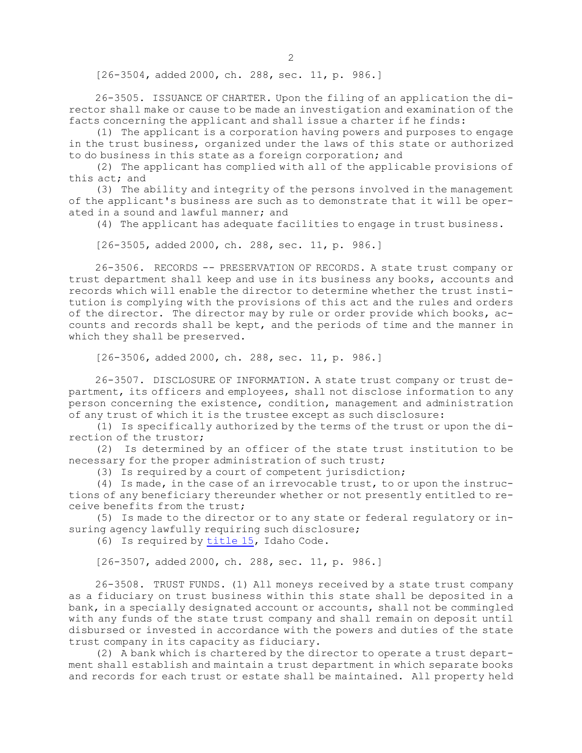[26-3504, added 2000, ch. 288, sec. 11, p. 986.]

26-3505. ISSUANCE OF CHARTER. Upon the filing of an application the director shall make or cause to be made an investigation and examination of the facts concerning the applicant and shall issue a charter if he finds:

(1) The applicant is a corporation having powers and purposes to engage in the trust business, organized under the laws of this state or authorized to do business in this state as a foreign corporation; and

(2) The applicant has complied with all of the applicable provisions of this act; and

(3) The ability and integrity of the persons involved in the management of the applicant's business are such as to demonstrate that it will be operated in a sound and lawful manner; and

(4) The applicant has adequate facilities to engage in trust business.

[26-3505, added 2000, ch. 288, sec. 11, p. 986.]

26-3506. RECORDS -- PRESERVATION OF RECORDS. A state trust company or trust department shall keep and use in its business any books, accounts and records which will enable the director to determine whether the trust institution is complying with the provisions of this act and the rules and orders of the director. The director may by rule or order provide which books, accounts and records shall be kept, and the periods of time and the manner in which they shall be preserved.

[26-3506, added 2000, ch. 288, sec. 11, p. 986.]

26-3507. DISCLOSURE OF INFORMATION. A state trust company or trust department, its officers and employees, shall not disclose information to any person concerning the existence, condition, management and administration of any trust of which it is the trustee except as such disclosure:

(1) Is specifically authorized by the terms of the trust or upon the direction of the trustor;

(2) Is determined by an officer of the state trust institution to be necessary for the proper administration of such trust;

(3) Is required by a court of competent jurisdiction;

(4) Is made, in the case of an irrevocable trust, to or upon the instructions of any beneficiary thereunder whether or not presently entitled to receive benefits from the trust;

(5) Is made to the director or to any state or federal regulatory or insuring agency lawfully requiring such disclosure;

(6) Is required by title 15, Idaho Code.

[26-3507, added 2000, ch. 288, sec. 11, p. 986.]

26-3508. TRUST FUNDS. (1) All moneys received by a state trust company as a fiduciary on trust business within this state shall be deposited in a bank, in a specially designated account or accounts, shall not be commingled with any funds of the state trust company and shall remain on deposit until disbursed or invested in accordance with the powers and duties of the state trust company in its capacity as fiduciary.

(2) A bank which is chartered by the director to operate a trust department shall establish and maintain a trust department in which separate books and records for each trust or estate shall be maintained. All property held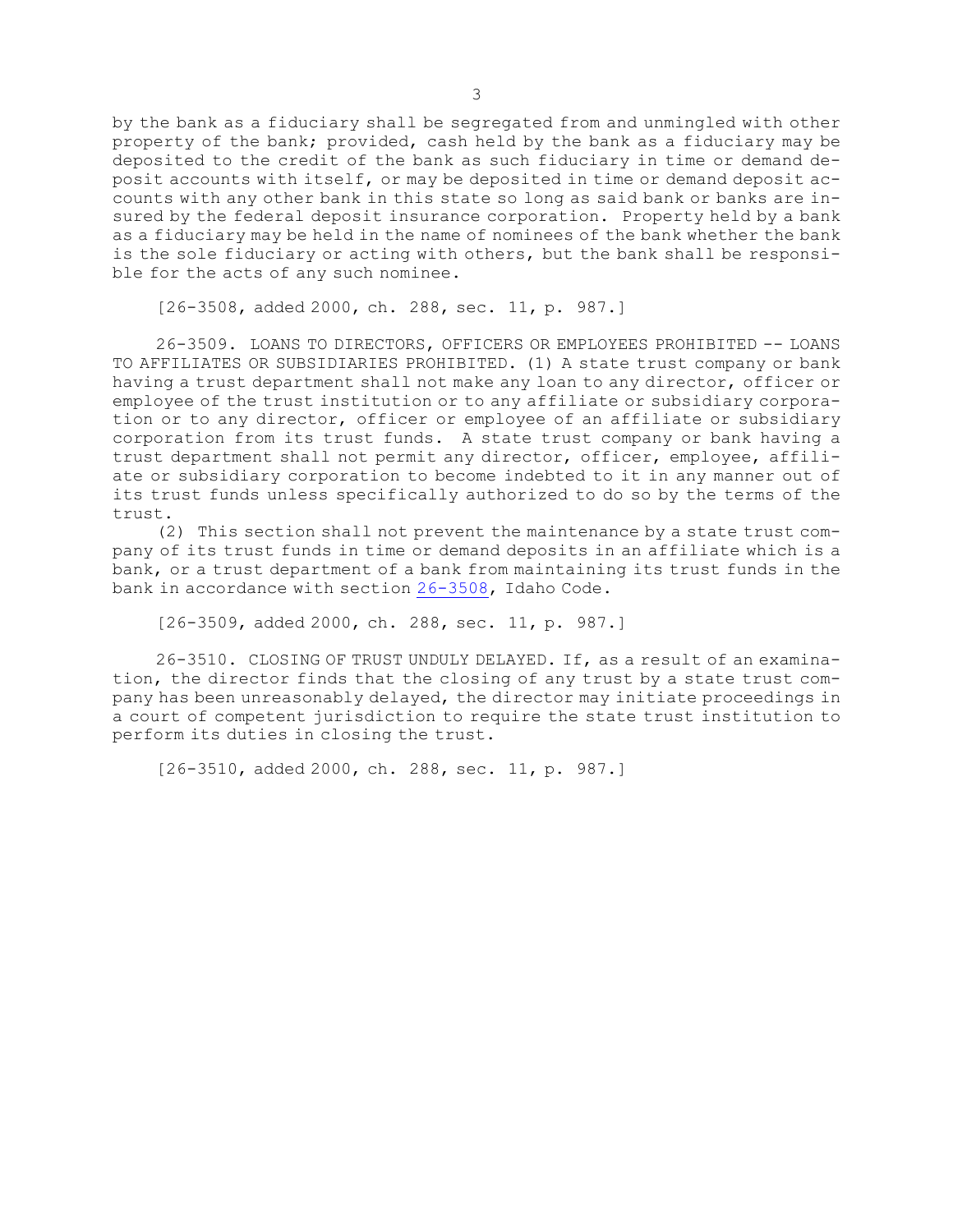by the bank as a fiduciary shall be segregated from and unmingled with other property of the bank; provided, cash held by the bank as a fiduciary may be deposited to the credit of the bank as such fiduciary in time or demand deposit accounts with itself, or may be deposited in time or demand deposit accounts with any other bank in this state so long as said bank or banks are insured by the federal deposit insurance corporation. Property held by a bank as a fiduciary may be held in the name of nominees of the bank whether the bank is the sole fiduciary or acting with others, but the bank shall be responsible for the acts of any such nominee.

[26-3508, added 2000, ch. 288, sec. 11, p. 987.]

26-3509. LOANS TO DIRECTORS, OFFICERS OR EMPLOYEES PROHIBITED -- LOANS TO AFFILIATES OR SUBSIDIARIES PROHIBITED. (1) A state trust company or bank having a trust department shall not make any loan to any director, officer or employee of the trust institution or to any affiliate or subsidiary corporation or to any director, officer or employee of an affiliate or subsidiary corporation from its trust funds. A state trust company or bank having a trust department shall not permit any director, officer, employee, affiliate or subsidiary corporation to become indebted to it in any manner out of its trust funds unless specifically authorized to do so by the terms of the trust.

(2) This section shall not prevent the maintenance by a state trust company of its trust funds in time or demand deposits in an affiliate which is a bank, or a trust department of a bank from maintaining its trust funds in the bank in accordance with section 26-3508, Idaho Code.

[26-3509, added 2000, ch. 288, sec. 11, p. 987.]

26-3510. CLOSING OF TRUST UNDULY DELAYED. If, as a result of an examination, the director finds that the closing of any trust by a state trust company has been unreasonably delayed, the director may initiate proceedings in a court of competent jurisdiction to require the state trust institution to perform its duties in closing the trust.

[26-3510, added 2000, ch. 288, sec. 11, p. 987.]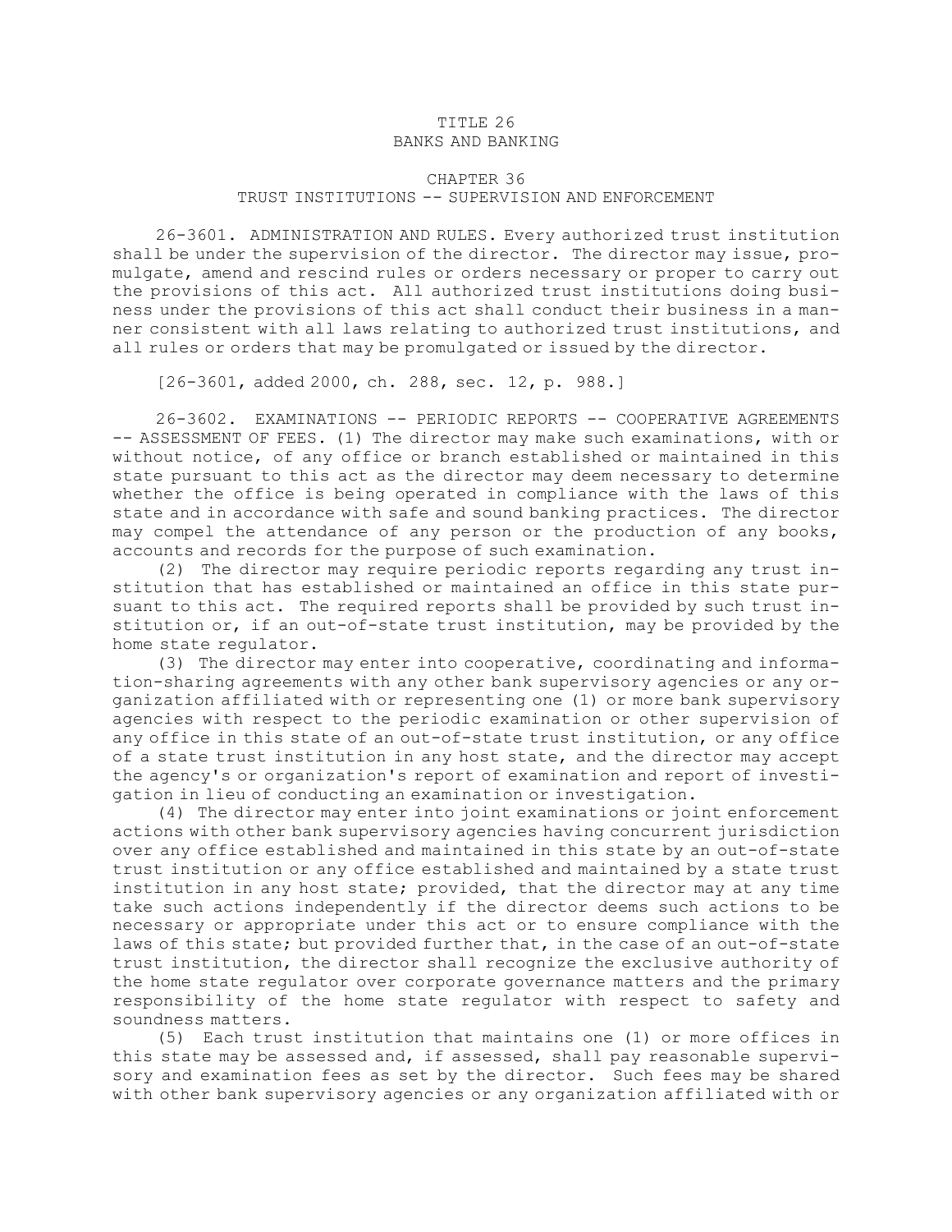# TITLE 26
# BANKS AND BANKING

## CHAPTER 36
## TRUST INSTITUTIONS -- SUPERVISION AND ENFORCEMENT

26-3601. ADMINISTRATION AND RULES. Every authorized trust institution shall be under the supervision of the director. The director may issue, promulgate, amend and rescind rules or orders necessary or proper to carry out the provisions of this act. All authorized trust institutions doing business under the provisions of this act shall conduct their business in a manner consistent with all laws relating to authorized trust institutions, and all rules or orders that may be promulgated or issued by the director.

[26-3601, added 2000, ch. 288, sec. 12, p. 988.]

26-3602. EXAMINATIONS -- PERIODIC REPORTS -- COOPERATIVE AGREEMENTS -- ASSESSMENT OF FEES. (1) The director may make such examinations, with or without notice, of any office or branch established or maintained in this state pursuant to this act as the director may deem necessary to determine whether the office is being operated in compliance with the laws of this state and in accordance with safe and sound banking practices. The director may compel the attendance of any person or the production of any books, accounts and records for the purpose of such examination.

(2) The director may require periodic reports regarding any trust institution that has established or maintained an office in this state pursuant to this act. The required reports shall be provided by such trust institution or, if an out-of-state trust institution, may be provided by the home state regulator.

(3) The director may enter into cooperative, coordinating and information-sharing agreements with any other bank supervisory agencies or any organization affiliated with or representing one (1) or more bank supervisory agencies with respect to the periodic examination or other supervision of any office in this state of an out-of-state trust institution, or any office of a state trust institution in any host state, and the director may accept the agency's or organization's report of examination and report of investigation in lieu of conducting an examination or investigation.

(4) The director may enter into joint examinations or joint enforcement actions with other bank supervisory agencies having concurrent jurisdiction over any office established and maintained in this state by an out-of-state trust institution or any office established and maintained by a state trust institution in any host state; provided, that the director may at any time take such actions independently if the director deems such actions to be necessary or appropriate under this act or to ensure compliance with the laws of this state; but provided further that, in the case of an out-of-state trust institution, the director shall recognize the exclusive authority of the home state regulator over corporate governance matters and the primary responsibility of the home state regulator with respect to safety and soundness matters.

(5) Each trust institution that maintains one (1) or more offices in this state may be assessed and, if assessed, shall pay reasonable supervisory and examination fees as set by the director. Such fees may be shared with other bank supervisory agencies or any organization affiliated with or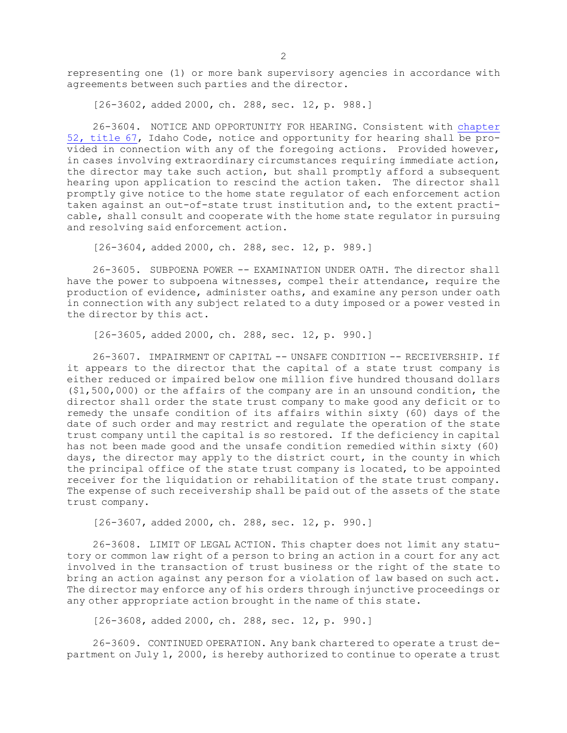representing one (1) or more bank supervisory agencies in accordance with agreements between such parties and the director.

[26-3602, added 2000, ch. 288, sec. 12, p. 988.]

26-3604. NOTICE AND OPPORTUNITY FOR HEARING. Consistent with chapter 52, title 67, Idaho Code, notice and opportunity for hearing shall be provided in connection with any of the foregoing actions. Provided however, in cases involving extraordinary circumstances requiring immediate action, the director may take such action, but shall promptly afford a subsequent hearing upon application to rescind the action taken. The director shall promptly give notice to the home state regulator of each enforcement action taken against an out-of-state trust institution and, to the extent practicable, shall consult and cooperate with the home state regulator in pursuing and resolving said enforcement action.

[26-3604, added 2000, ch. 288, sec. 12, p. 989.]

26-3605. SUBPOENA POWER -- EXAMINATION UNDER OATH. The director shall have the power to subpoena witnesses, compel their attendance, require the production of evidence, administer oaths, and examine any person under oath in connection with any subject related to a duty imposed or a power vested in the director by this act.

[26-3605, added 2000, ch. 288, sec. 12, p. 990.]

26-3607. IMPAIRMENT OF CAPITAL -- UNSAFE CONDITION -- RECEIVERSHIP. If it appears to the director that the capital of a state trust company is either reduced or impaired below one million five hundred thousand dollars ($1,500,000) or the affairs of the company are in an unsound condition, the director shall order the state trust company to make good any deficit or to remedy the unsafe condition of its affairs within sixty (60) days of the date of such order and may restrict and regulate the operation of the state trust company until the capital is so restored. If the deficiency in capital has not been made good and the unsafe condition remedied within sixty (60) days, the director may apply to the district court, in the county in which the principal office of the state trust company is located, to be appointed receiver for the liquidation or rehabilitation of the state trust company. The expense of such receivership shall be paid out of the assets of the state trust company.

[26-3607, added 2000, ch. 288, sec. 12, p. 990.]

26-3608. LIMIT OF LEGAL ACTION. This chapter does not limit any statutory or common law right of a person to bring an action in a court for any act involved in the transaction of trust business or the right of the state to bring an action against any person for a violation of law based on such act. The director may enforce any of his orders through injunctive proceedings or any other appropriate action brought in the name of this state.

[26-3608, added 2000, ch. 288, sec. 12, p. 990.]

26-3609. CONTINUED OPERATION. Any bank chartered to operate a trust department on July 1, 2000, is hereby authorized to continue to operate a trust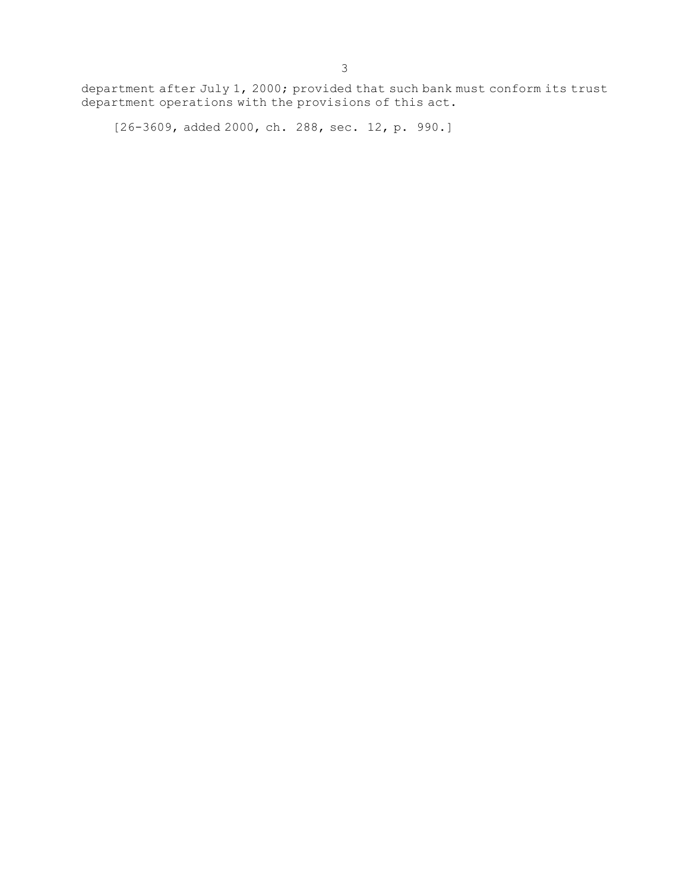department after July 1, 2000; provided that such bank must conform its trust department operations with the provisions of this act.

[26-3609, added 2000, ch. 288, sec. 12, p. 990.]